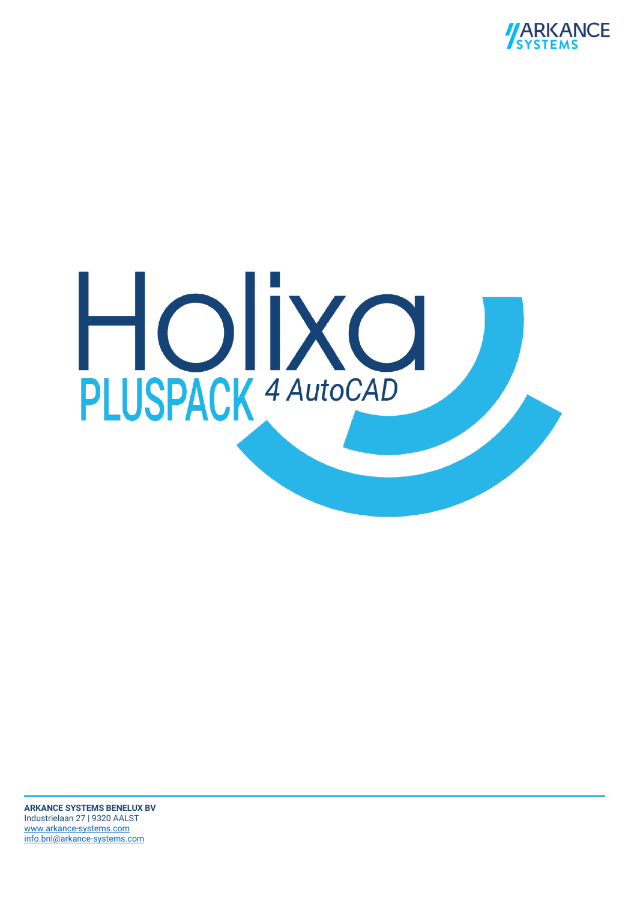# Holixa

## PLUSPACK 4 AutoCAD

**ARKANCE SYSTEMS BENELUX BV**
Industrielaan 27 | 9320 AALST
www.arkance-systems.com
info.bnl@arkance-systems.com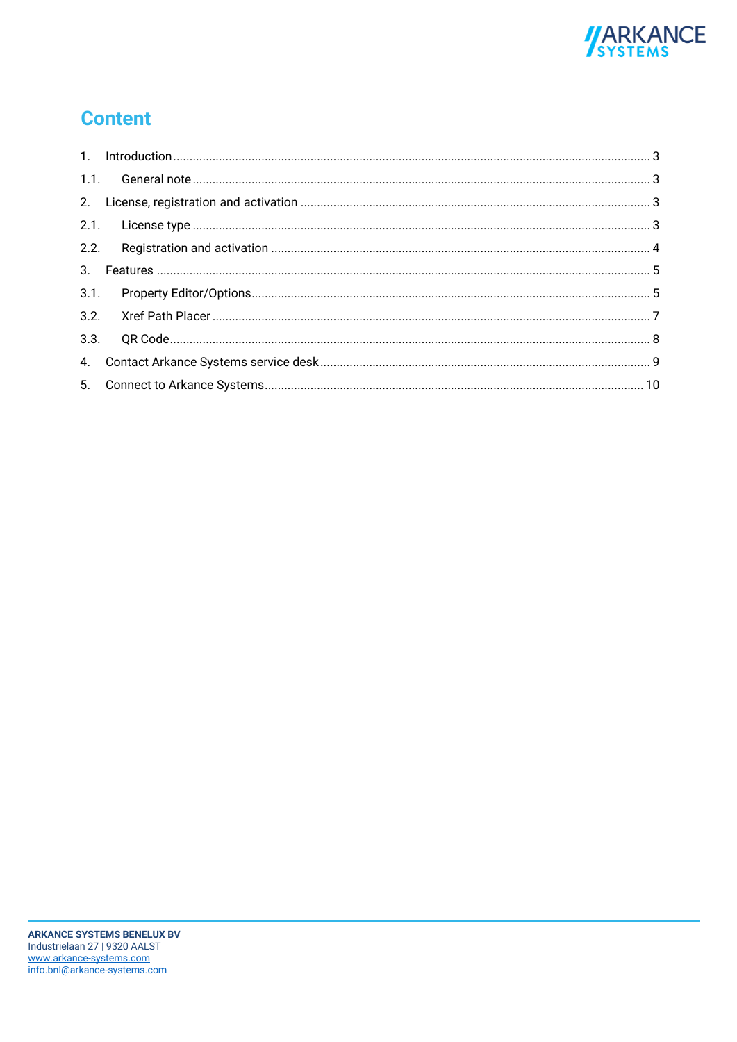# Content

1. Introduction ........ 3
   1.1. General note ........ 3
2. License, registration and activation ........ 3
   2.1. License type ........ 3
   2.2. Registration and activation ........ 4
3. Features ........ 5
   3.1. Property Editor/Options ........ 5
   3.2. Xref Path Placer ........ 7
   3.3. QR Code ........ 8
4. Contact Arkance Systems service desk ........ 9
5. Connect to Arkance Systems ........ 10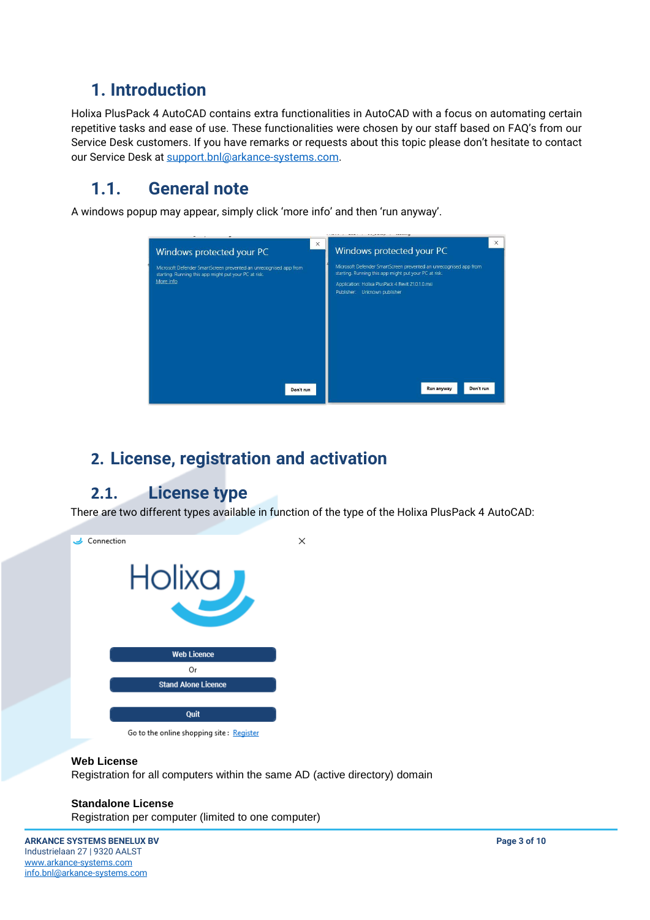# 1. Introduction

Holixa PlusPack 4 AutoCAD contains extra functionalities in AutoCAD with a focus on automating certain repetitive tasks and ease of use. These functionalities were chosen by our staff based on FAQ's from our Service Desk customers. If you have remarks or requests about this topic please don't hesitate to contact our Service Desk at support.bnl@arkance-systems.com.

## 1.1. General note

A windows popup may appear, simply click 'more info' and then 'run anyway'.

# 2. License, registration and activation

## 2.1. License type

There are two different types available in function of the type of the Holixa PlusPack 4 AutoCAD:

**Web License**
Registration for all computers within the same AD (active directory) domain

**Standalone License**
Registration per computer (limited to one computer)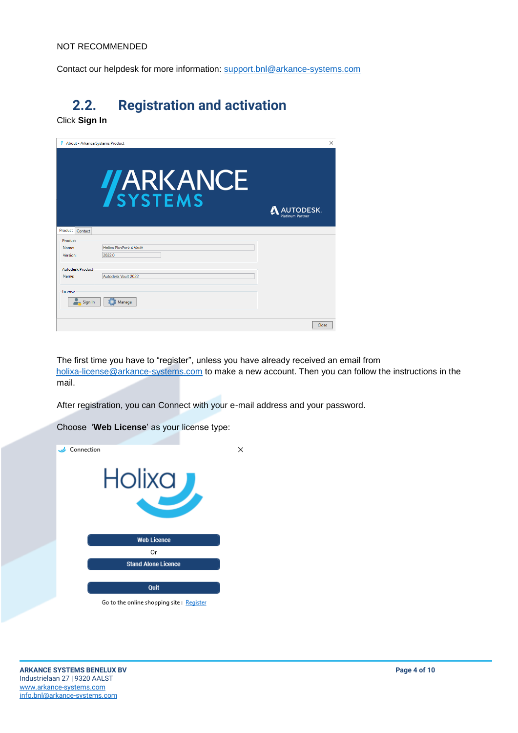NOT RECOMMENDED

Contact our helpdesk for more information: support.bnl@arkance-systems.com

## 2.2. Registration and activation

Click **Sign In**

The first time you have to “register”, unless you have already received an email from holixa-license@arkance-systems.com to make a new account. Then you can follow the instructions in the mail.

After registration, you can Connect with your e-mail address and your password.

Choose ‘**Web License**’ as your license type: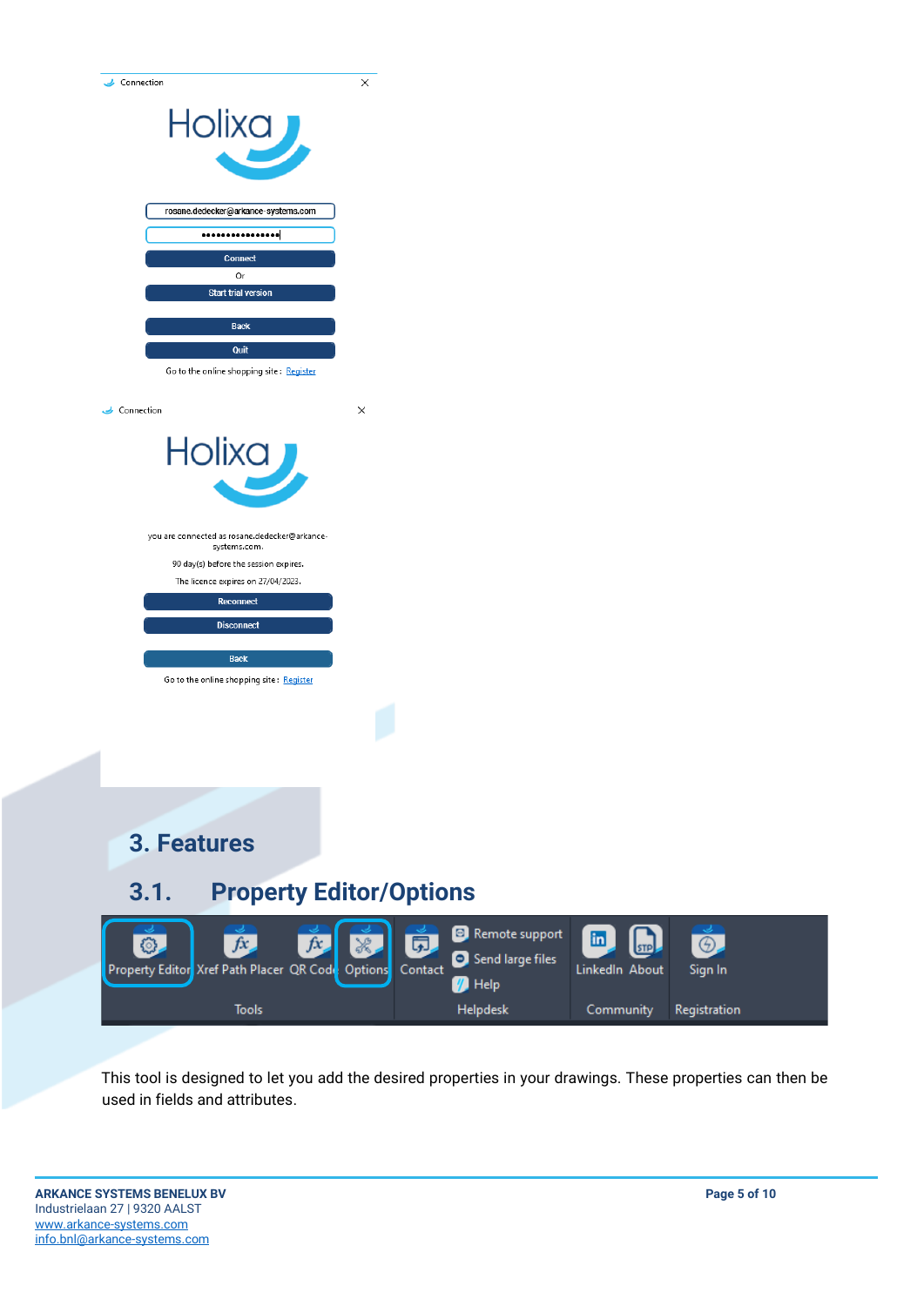## 3. Features

### 3.1. Property Editor/Options

This tool is designed to let you add the desired properties in your drawings. These properties can then be used in fields and attributes.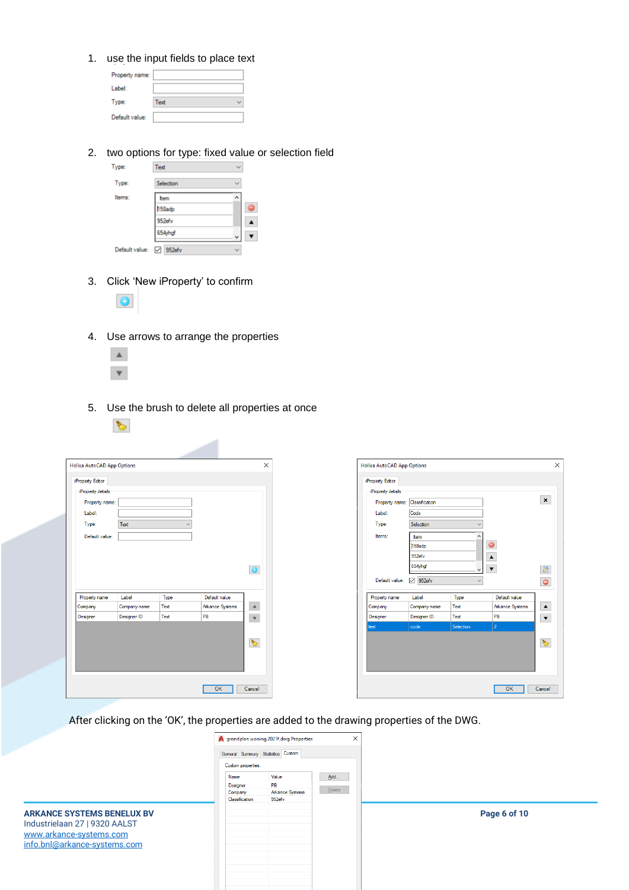1. use the input fields to place text

Property name:
Label:
Type: Text
Default value:

2. two options for type: fixed value or selection field

Type: Text

Type: Selection
Items: Item, l158adp, 952efv, 654yhgf
Default value: 952efv

3. Click ‘New iProperty’ to confirm

4. Use arrows to arrange the properties

5. Use the brush to delete all properties at once

After clicking on the ‘OK’, the properties are added to the drawing properties of the DWG.

ARKANCE SYSTEMS BENELUX BV
Industrielaan 27 | 9320 AALST
www.arkance-systems.com
info.bnl@arkance-systems.com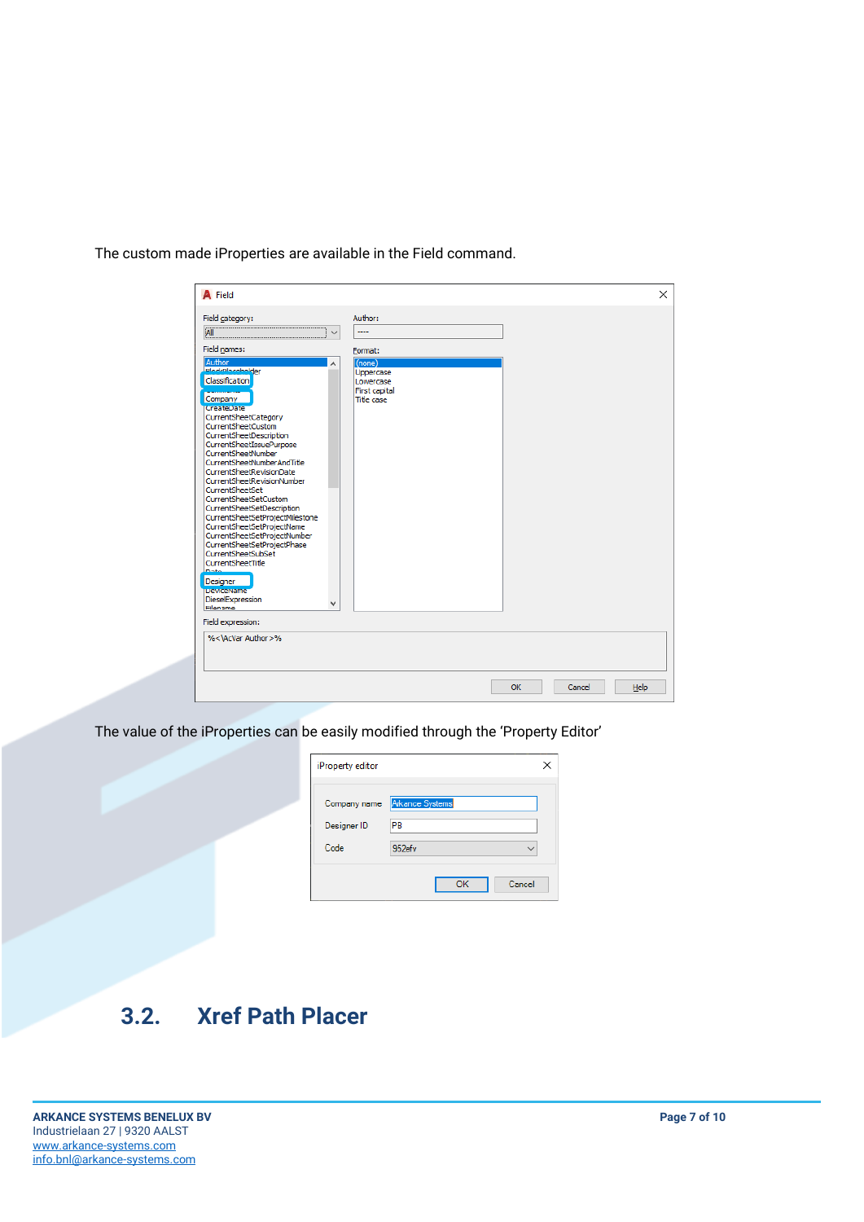The custom made iProperties are available in the Field command.

The value of the iProperties can be easily modified through the 'Property Editor'

## 3.2. Xref Path Placer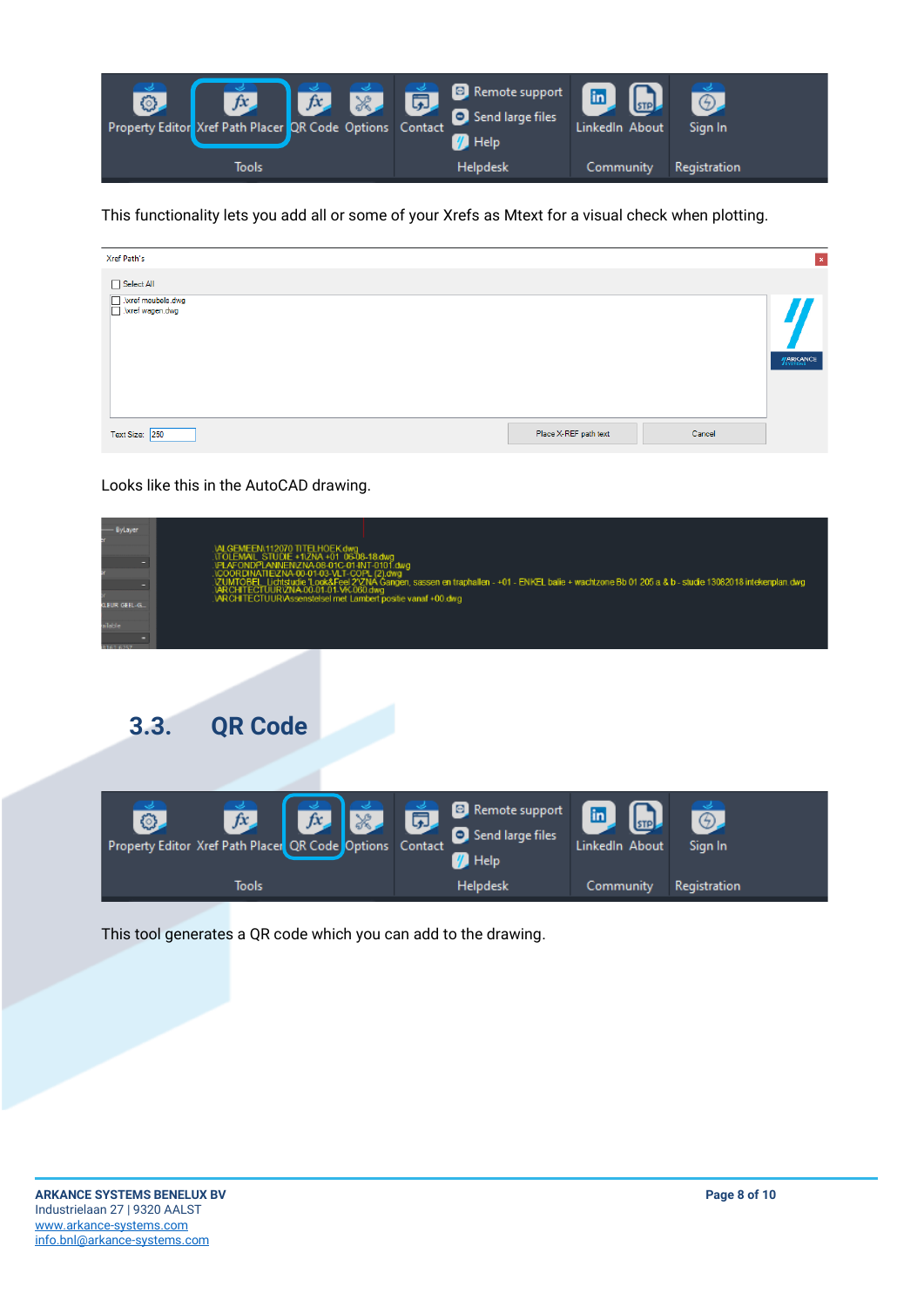This functionality lets you add all or some of your Xrefs as Mtext for a visual check when plotting.

Looks like this in the AutoCAD drawing.

## 3.3. QR Code

This tool generates a QR code which you can add to the drawing.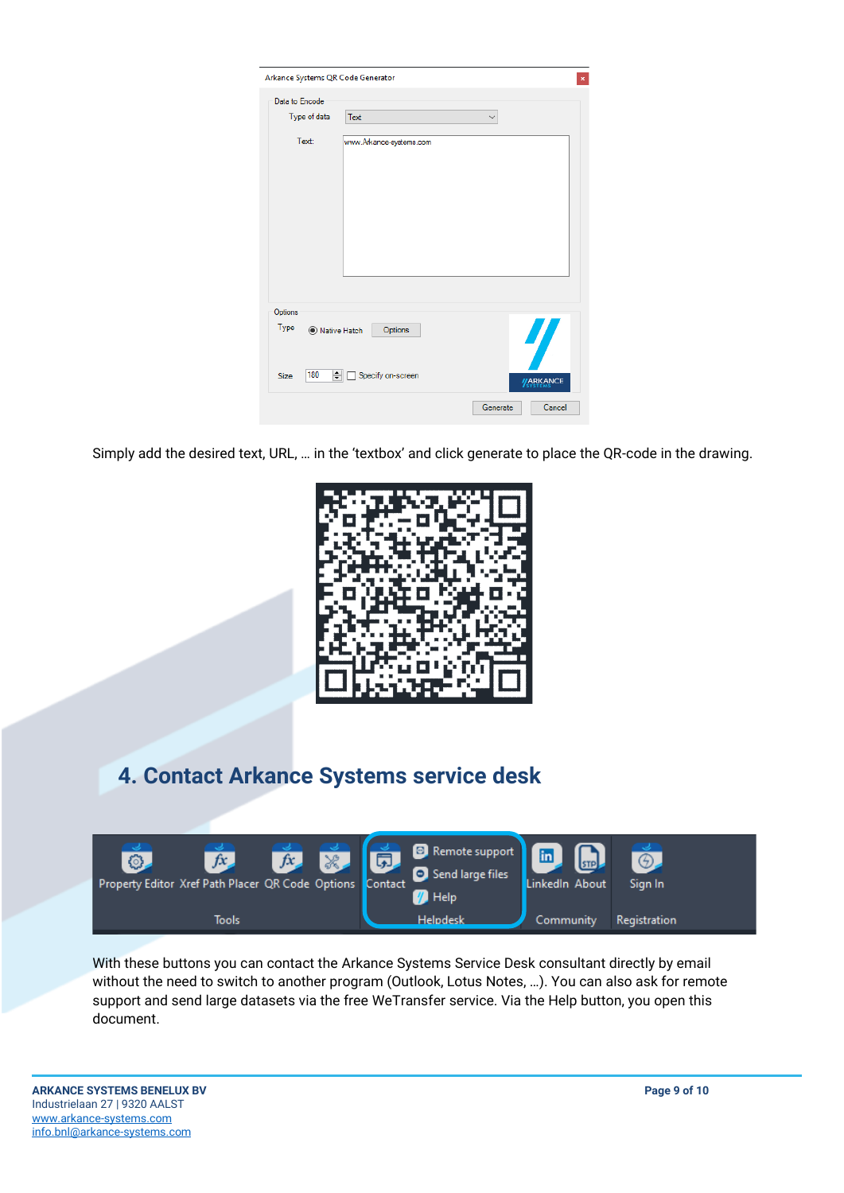Simply add the desired text, URL, … in the 'textbox' and click generate to place the QR-code in the drawing.

## 4. Contact Arkance Systems service desk

With these buttons you can contact the Arkance Systems Service Desk consultant directly by email without the need to switch to another program (Outlook, Lotus Notes, …). You can also ask for remote support and send large datasets via the free WeTransfer service. Via the Help button, you open this document.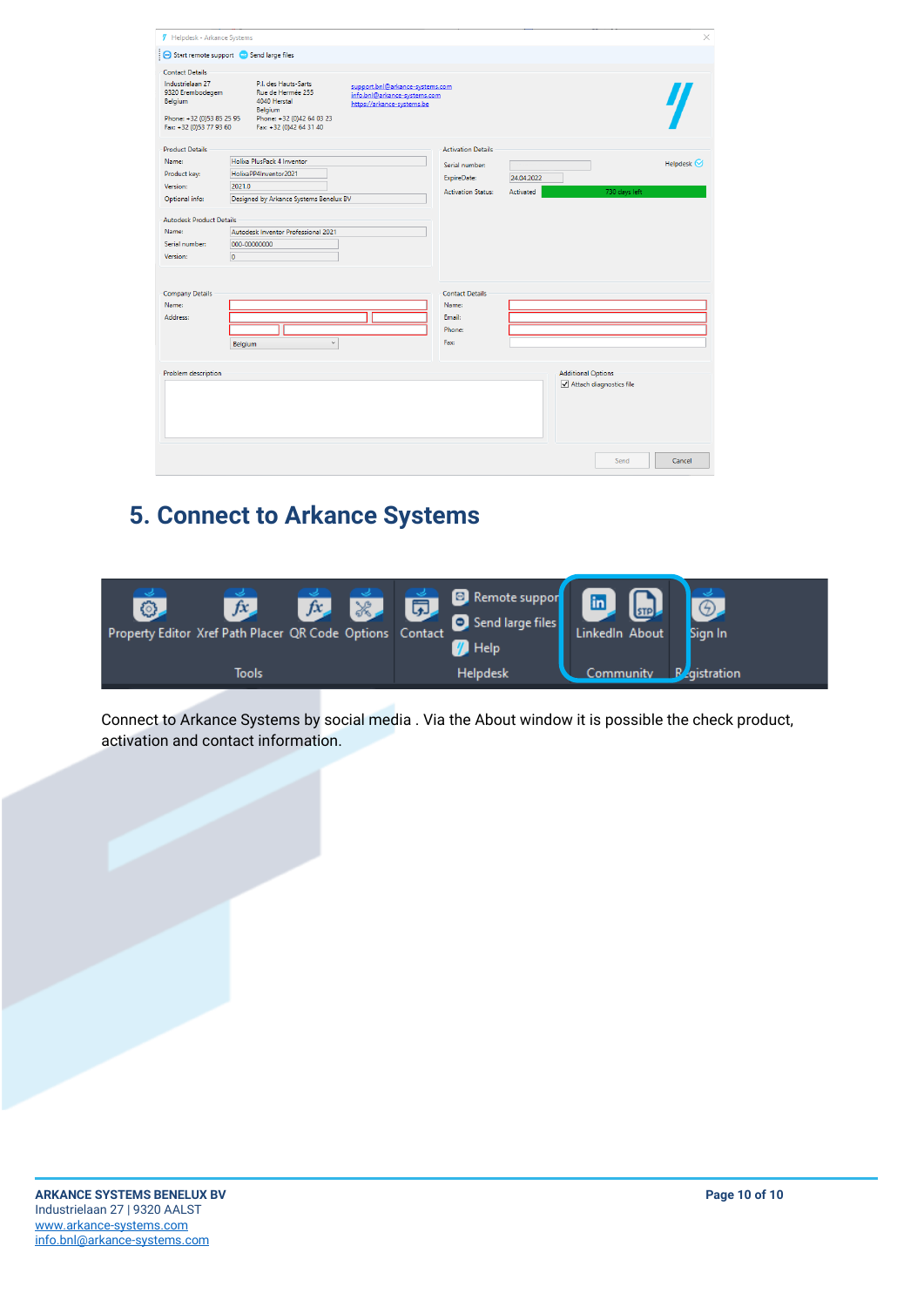## 5. Connect to Arkance Systems

Connect to Arkance Systems by social media . Via the About window it is possible the check product, activation and contact information.